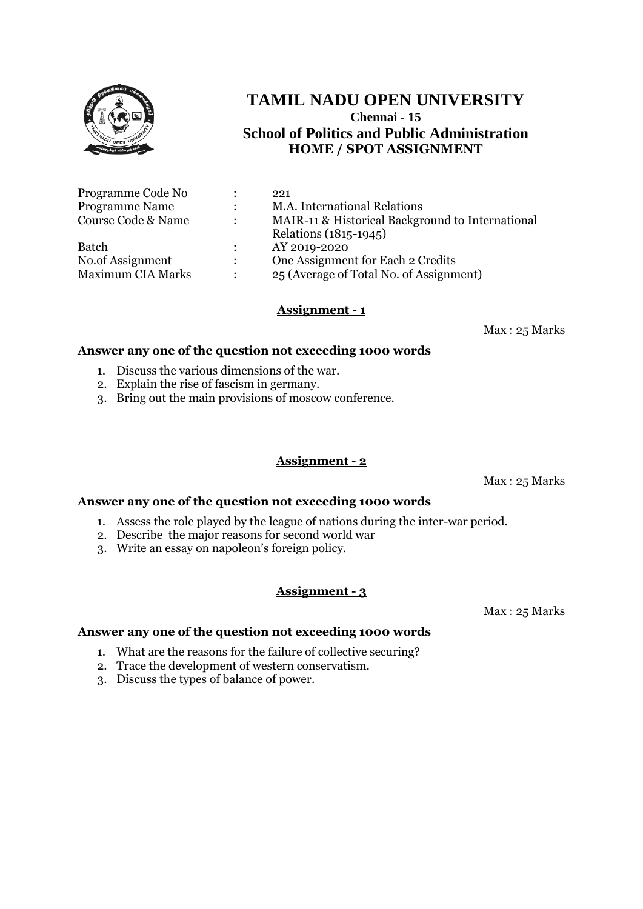# TAMIL NADU OPEN UNIVERSITY

**Chennai - 15**

## School of Politics and Public Administration

### HOME / SPOT ASSIGNMENT

| | | |
|---|---|---|
| Programme Code No | : | 221 |
| Programme Name | : | M.A. International Relations |
| Course Code & Name | : | MAIR-11 & Historical Background to International Relations (1815-1945) |
| Batch | : | AY 2019-2020 |
| No.of Assignment | : | One Assignment for Each 2 Credits |
| Maximum CIA Marks | : | 25 (Average of Total No. of Assignment) |

### Assignment - 1

Max : 25 Marks

**Answer any one of the question not exceeding 1000 words**

1. Discuss the various dimensions of the war.
2. Explain the rise of fascism in germany.
3. Bring out the main provisions of moscow conference.

### Assignment - 2

Max : 25 Marks

**Answer any one of the question not exceeding 1000 words**

1. Assess the role played by the league of nations during the inter-war period.
2. Describe the major reasons for second world war
3. Write an essay on napoleon's foreign policy.

### Assignment - 3

Max : 25 Marks

**Answer any one of the question not exceeding 1000 words**

1. What are the reasons for the failure of collective securing?
2. Trace the development of western conservatism.
3. Discuss the types of balance of power.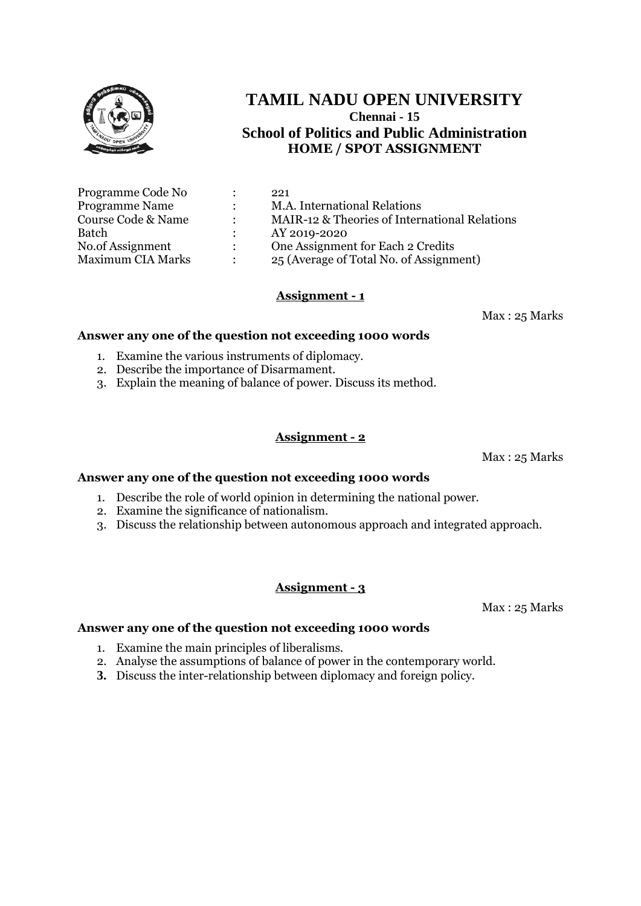# TAMIL NADU OPEN UNIVERSITY

**Chennai - 15**

**School of Politics and Public Administration**

**HOME / SPOT ASSIGNMENT**

| | | |
|---|---|---|
| Programme Code No | : | 221 |
| Programme Name | : | M.A. International Relations |
| Course Code & Name | : | MAIR-12 & Theories of International Relations |
| Batch | : | AY 2019-2020 |
| No.of Assignment | : | One Assignment for Each 2 Credits |
| Maximum CIA Marks | : | 25 (Average of Total No. of Assignment) |

## Assignment - 1

Max : 25 Marks

**Answer any one of the question not exceeding 1000 words**

1. Examine the various instruments of diplomacy.
2. Describe the importance of Disarmament.
3. Explain the meaning of balance of power. Discuss its method.

## Assignment - 2

Max : 25 Marks

**Answer any one of the question not exceeding 1000 words**

1. Describe the role of world opinion in determining the national power.
2. Examine the significance of nationalism.
3. Discuss the relationship between autonomous approach and integrated approach.

## Assignment - 3

Max : 25 Marks

**Answer any one of the question not exceeding 1000 words**

1. Examine the main principles of liberalisms.
2. Analyse the assumptions of balance of power in the contemporary world.
3. Discuss the inter-relationship between diplomacy and foreign policy.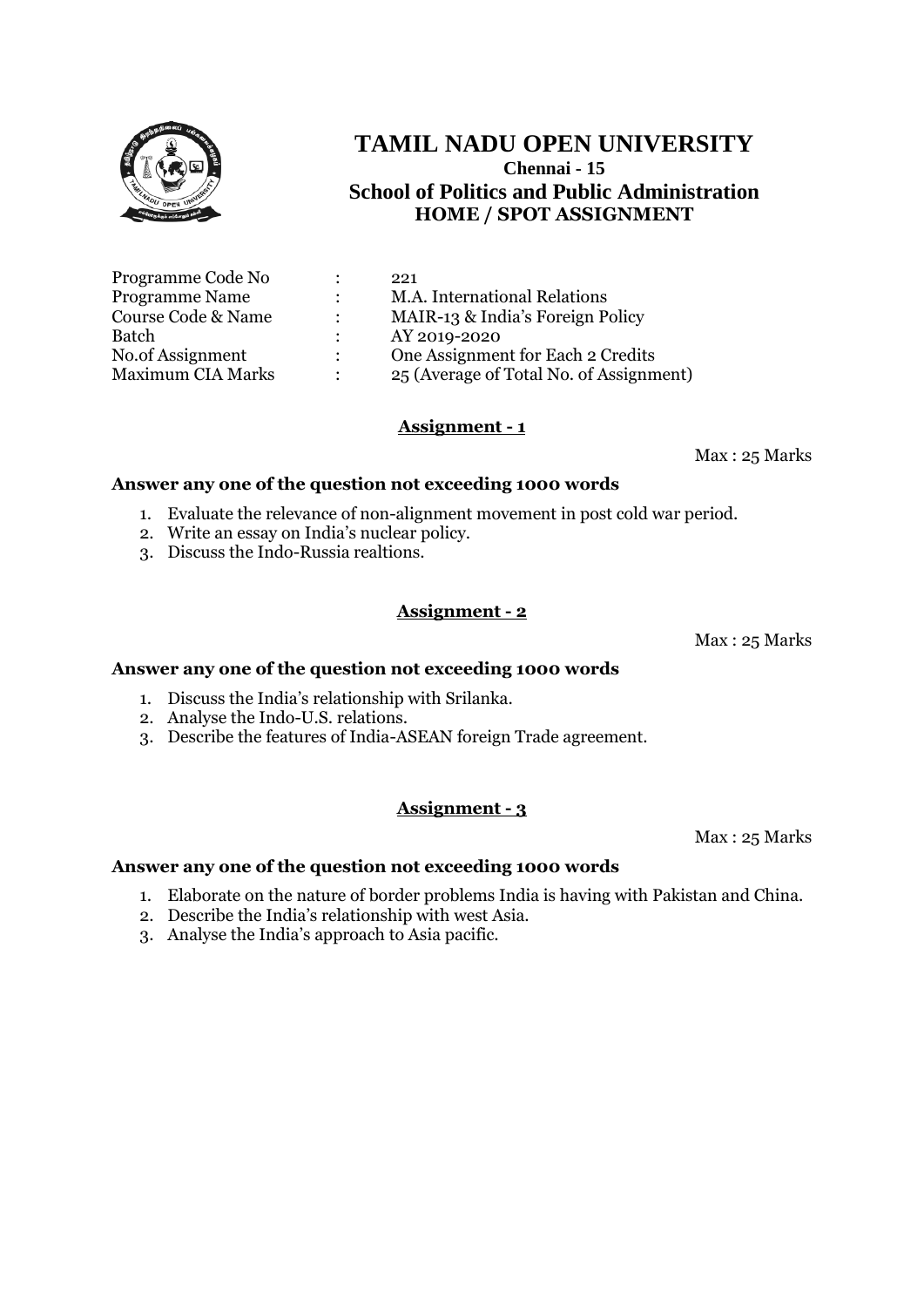# TAMIL NADU OPEN UNIVERSITY

**Chennai - 15**

## School of Politics and Public Administration

### HOME / SPOT ASSIGNMENT

| | | |
|---|---|---|
| Programme Code No | : | 221 |
| Programme Name | : | M.A. International Relations |
| Course Code & Name | : | MAIR-13 & India's Foreign Policy |
| Batch | : | AY 2019-2020 |
| No.of Assignment | : | One Assignment for Each 2 Credits |
| Maximum CIA Marks | : | 25 (Average of Total No. of Assignment) |

**Assignment - 1**

Max : 25 Marks

**Answer any one of the question not exceeding 1000 words**

1. Evaluate the relevance of non-alignment movement in post cold war period.
2. Write an essay on India's nuclear policy.
3. Discuss the Indo-Russia realtions.

**Assignment - 2**

Max : 25 Marks

**Answer any one of the question not exceeding 1000 words**

1. Discuss the India's relationship with Srilanka.
2. Analyse the Indo-U.S. relations.
3. Describe the features of India-ASEAN foreign Trade agreement.

**Assignment - 3**

Max : 25 Marks

**Answer any one of the question not exceeding 1000 words**

1. Elaborate on the nature of border problems India is having with Pakistan and China.
2. Describe the India's relationship with west Asia.
3. Analyse the India's approach to Asia pacific.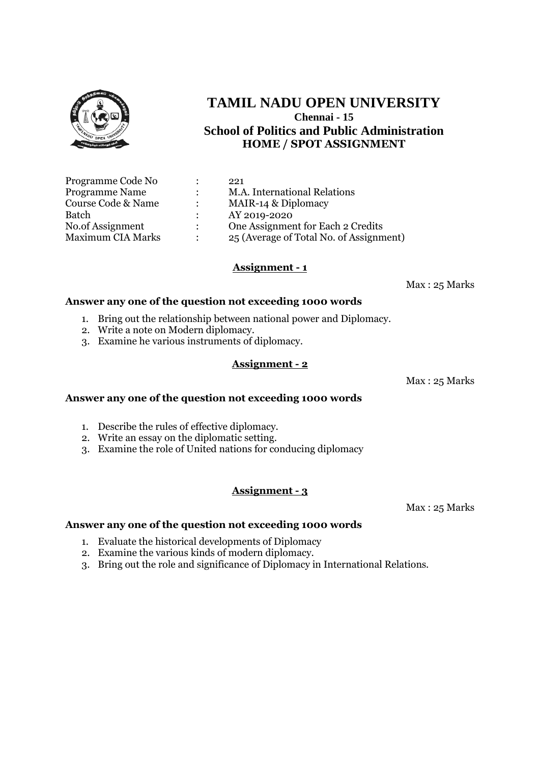# TAMIL NADU OPEN UNIVERSITY

**Chennai - 15**

**School of Politics and Public Administration**

**HOME / SPOT ASSIGNMENT**

| | | |
|---|---|---|
| Programme Code No | : | 221 |
| Programme Name | : | M.A. International Relations |
| Course Code & Name | : | MAIR-14 & Diplomacy |
| Batch | : | AY 2019-2020 |
| No.of Assignment | : | One Assignment for Each 2 Credits |
| Maximum CIA Marks | : | 25 (Average of Total No. of Assignment) |

## Assignment - 1

Max : 25 Marks

**Answer any one of the question not exceeding 1000 words**

1. Bring out the relationship between national power and Diplomacy.
2. Write a note on Modern diplomacy.
3. Examine he various instruments of diplomacy.

## Assignment - 2

Max : 25 Marks

**Answer any one of the question not exceeding 1000 words**

1. Describe the rules of effective diplomacy.
2. Write an essay on the diplomatic setting.
3. Examine the role of United nations for conducing diplomacy

## Assignment - 3

Max : 25 Marks

**Answer any one of the question not exceeding 1000 words**

1. Evaluate the historical developments of Diplomacy
2. Examine the various kinds of modern diplomacy.
3. Bring out the role and significance of Diplomacy in International Relations.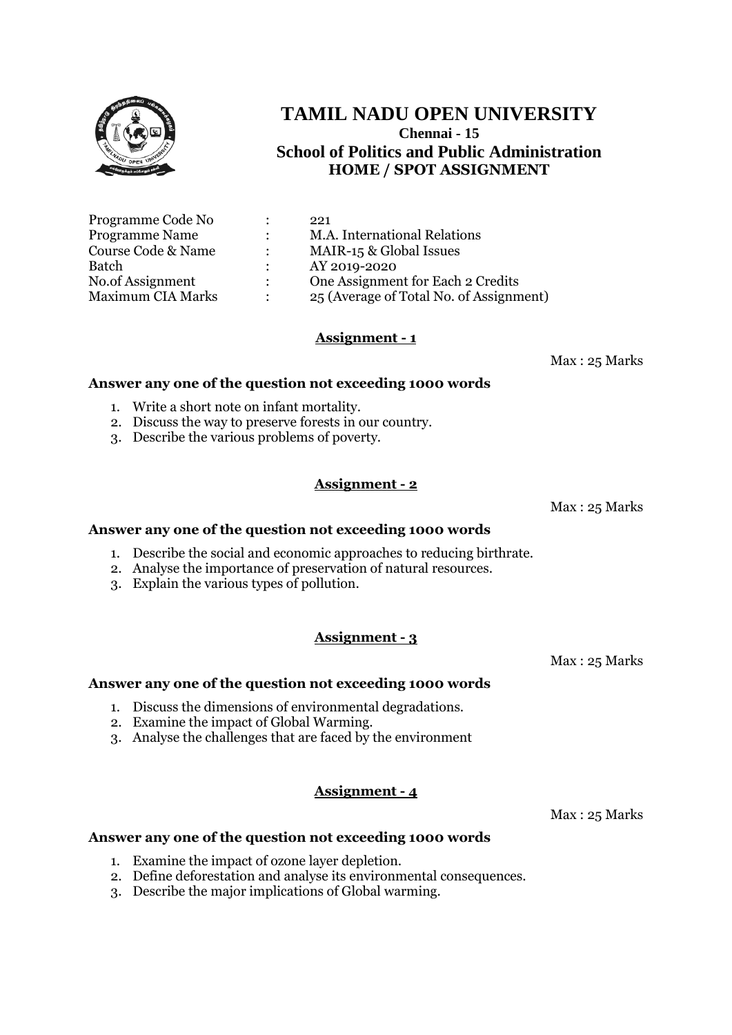# TAMIL NADU OPEN UNIVERSITY

**Chennai - 15**

## School of Politics and Public Administration

### HOME / SPOT ASSIGNMENT

| | | |
|---|---|---|
| Programme Code No | : | 221 |
| Programme Name | : | M.A. International Relations |
| Course Code & Name | : | MAIR-15 & Global Issues |
| Batch | : | AY 2019-2020 |
| No.of Assignment | : | One Assignment for Each 2 Credits |
| Maximum CIA Marks | : | 25 (Average of Total No. of Assignment) |

## Assignment - 1

Max : 25 Marks

**Answer any one of the question not exceeding 1000 words**

1. Write a short note on infant mortality.
2. Discuss the way to preserve forests in our country.
3. Describe the various problems of poverty.

## Assignment - 2

Max : 25 Marks

**Answer any one of the question not exceeding 1000 words**

1. Describe the social and economic approaches to reducing birthrate.
2. Analyse the importance of preservation of natural resources.
3. Explain the various types of pollution.

## Assignment - 3

Max : 25 Marks

**Answer any one of the question not exceeding 1000 words**

1. Discuss the dimensions of environmental degradations.
2. Examine the impact of Global Warming.
3. Analyse the challenges that are faced by the environment

## Assignment - 4

Max : 25 Marks

**Answer any one of the question not exceeding 1000 words**

1. Examine the impact of ozone layer depletion.
2. Define deforestation and analyse its environmental consequences.
3. Describe the major implications of Global warming.